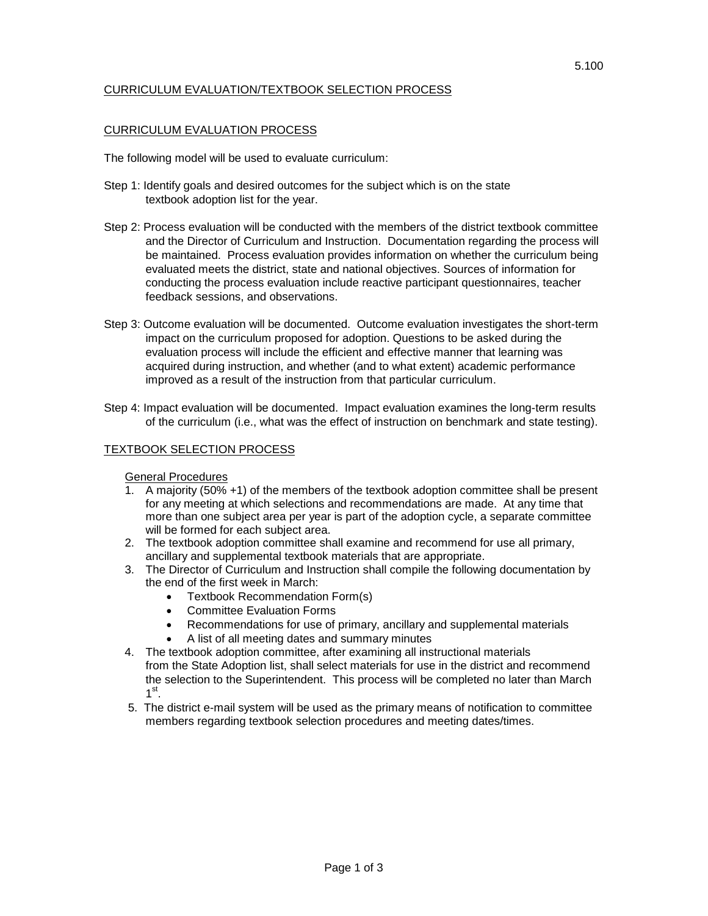5.100

# CURRICULUM EVALUATION/TEXTBOOK SELECTION PROCESS

## CURRICULUM EVALUATION PROCESS

The following model will be used to evaluate curriculum:

Step 1: Identify goals and desired outcomes for the subject which is on the state textbook adoption list for the year.

Step 2: Process evaluation will be conducted with the members of the district textbook committee and the Director of Curriculum and Instruction. Documentation regarding the process will be maintained. Process evaluation provides information on whether the curriculum being evaluated meets the district, state and national objectives. Sources of information for conducting the process evaluation include reactive participant questionnaires, teacher feedback sessions, and observations.

Step 3: Outcome evaluation will be documented. Outcome evaluation investigates the short-term impact on the curriculum proposed for adoption. Questions to be asked during the evaluation process will include the efficient and effective manner that learning was acquired during instruction, and whether (and to what extent) academic performance improved as a result of the instruction from that particular curriculum.

Step 4: Impact evaluation will be documented. Impact evaluation examines the long-term results of the curriculum (i.e., what was the effect of instruction on benchmark and state testing).

## TEXTBOOK SELECTION PROCESS

### General Procedures

1. A majority (50% +1) of the members of the textbook adoption committee shall be present for any meeting at which selections and recommendations are made. At any time that more than one subject area per year is part of the adoption cycle, a separate committee will be formed for each subject area.
2. The textbook adoption committee shall examine and recommend for use all primary, ancillary and supplemental textbook materials that are appropriate.
3. The Director of Curriculum and Instruction shall compile the following documentation by the end of the first week in March:
   - Textbook Recommendation Form(s)
   - Committee Evaluation Forms
   - Recommendations for use of primary, ancillary and supplemental materials
   - A list of all meeting dates and summary minutes
4. The textbook adoption committee, after examining all instructional materials from the State Adoption list, shall select materials for use in the district and recommend the selection to the Superintendent. This process will be completed no later than March 1st.
5. The district e-mail system will be used as the primary means of notification to committee members regarding textbook selection procedures and meeting dates/times.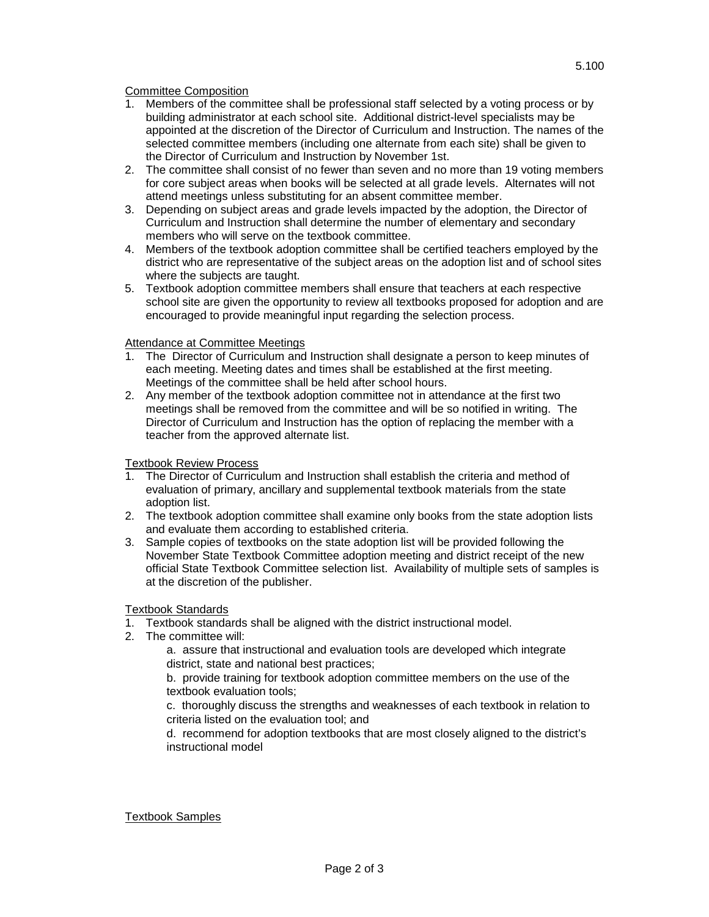Committee Composition

1. Members of the committee shall be professional staff selected by a voting process or by building administrator at each school site. Additional district-level specialists may be appointed at the discretion of the Director of Curriculum and Instruction. The names of the selected committee members (including one alternate from each site) shall be given to the Director of Curriculum and Instruction by November 1st.
2. The committee shall consist of no fewer than seven and no more than 19 voting members for core subject areas when books will be selected at all grade levels. Alternates will not attend meetings unless substituting for an absent committee member.
3. Depending on subject areas and grade levels impacted by the adoption, the Director of Curriculum and Instruction shall determine the number of elementary and secondary members who will serve on the textbook committee.
4. Members of the textbook adoption committee shall be certified teachers employed by the district who are representative of the subject areas on the adoption list and of school sites where the subjects are taught.
5. Textbook adoption committee members shall ensure that teachers at each respective school site are given the opportunity to review all textbooks proposed for adoption and are encouraged to provide meaningful input regarding the selection process.

Attendance at Committee Meetings

1. The Director of Curriculum and Instruction shall designate a person to keep minutes of each meeting. Meeting dates and times shall be established at the first meeting. Meetings of the committee shall be held after school hours.
2. Any member of the textbook adoption committee not in attendance at the first two meetings shall be removed from the committee and will be so notified in writing. The Director of Curriculum and Instruction has the option of replacing the member with a teacher from the approved alternate list.

Textbook Review Process

1. The Director of Curriculum and Instruction shall establish the criteria and method of evaluation of primary, ancillary and supplemental textbook materials from the state adoption list.
2. The textbook adoption committee shall examine only books from the state adoption lists and evaluate them according to established criteria.
3. Sample copies of textbooks on the state adoption list will be provided following the November State Textbook Committee adoption meeting and district receipt of the new official State Textbook Committee selection list. Availability of multiple sets of samples is at the discretion of the publisher.

Textbook Standards

1. Textbook standards shall be aligned with the district instructional model.
2. The committee will:

   a. assure that instructional and evaluation tools are developed which integrate district, state and national best practices;

   b. provide training for textbook adoption committee members on the use of the textbook evaluation tools;

   c. thoroughly discuss the strengths and weaknesses of each textbook in relation to criteria listed on the evaluation tool; and

   d. recommend for adoption textbooks that are most closely aligned to the district's instructional model

Textbook Samples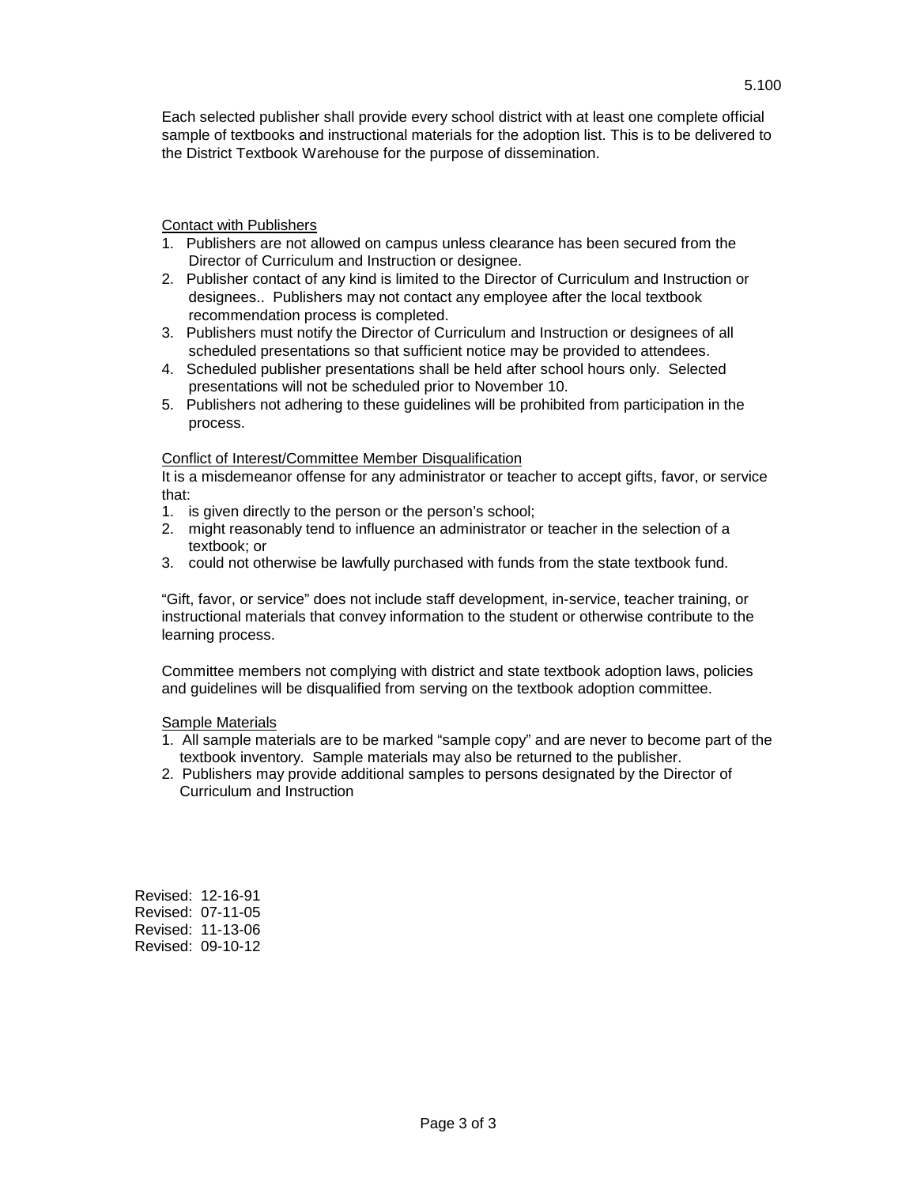Each selected publisher shall provide every school district with at least one complete official sample of textbooks and instructional materials for the adoption list. This is to be delivered to the District Textbook Warehouse for the purpose of dissemination.

<u>Contact with Publishers</u>

1. Publishers are not allowed on campus unless clearance has been secured from the Director of Curriculum and Instruction or designee.
2. Publisher contact of any kind is limited to the Director of Curriculum and Instruction or designees.. Publishers may not contact any employee after the local textbook recommendation process is completed.
3. Publishers must notify the Director of Curriculum and Instruction or designees of all scheduled presentations so that sufficient notice may be provided to attendees.
4. Scheduled publisher presentations shall be held after school hours only. Selected presentations will not be scheduled prior to November 10.
5. Publishers not adhering to these guidelines will be prohibited from participation in the process.

<u>Conflict of Interest/Committee Member Disqualification</u>

It is a misdemeanor offense for any administrator or teacher to accept gifts, favor, or service that:

1. is given directly to the person or the person's school;
2. might reasonably tend to influence an administrator or teacher in the selection of a textbook; or
3. could not otherwise be lawfully purchased with funds from the state textbook fund.

"Gift, favor, or service" does not include staff development, in-service, teacher training, or instructional materials that convey information to the student or otherwise contribute to the learning process.

Committee members not complying with district and state textbook adoption laws, policies and guidelines will be disqualified from serving on the textbook adoption committee.

<u>Sample Materials</u>

1. All sample materials are to be marked "sample copy" and are never to become part of the textbook inventory. Sample materials may also be returned to the publisher.
2. Publishers may provide additional samples to persons designated by the Director of Curriculum and Instruction

Revised: 12-16-91
Revised: 07-11-05
Revised: 11-13-06
Revised: 09-10-12